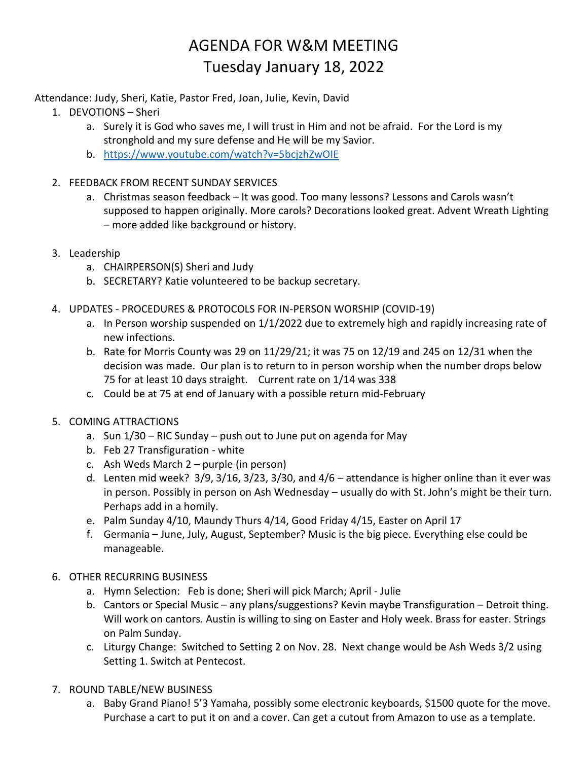# AGENDA FOR W&M MEETING
# Tuesday January 18, 2022

Attendance: Judy, Sheri, Katie, Pastor Fred, Joan, Julie, Kevin, David

1. DEVOTIONS – Sheri
   a. Surely it is God who saves me, I will trust in Him and not be afraid. For the Lord is my stronghold and my sure defense and He will be my Savior.
   b. https://www.youtube.com/watch?v=5bcjzhZwOIE

2. FEEDBACK FROM RECENT SUNDAY SERVICES
   a. Christmas season feedback – It was good. Too many lessons? Lessons and Carols wasn't supposed to happen originally. More carols? Decorations looked great. Advent Wreath Lighting – more added like background or history.

3. Leadership
   a. CHAIRPERSON(S) Sheri and Judy
   b. SECRETARY? Katie volunteered to be backup secretary.

4. UPDATES - PROCEDURES & PROTOCOLS FOR IN-PERSON WORSHIP (COVID-19)
   a. In Person worship suspended on 1/1/2022 due to extremely high and rapidly increasing rate of new infections.
   b. Rate for Morris County was 29 on 11/29/21; it was 75 on 12/19 and 245 on 12/31 when the decision was made. Our plan is to return to in person worship when the number drops below 75 for at least 10 days straight. Current rate on 1/14 was 338
   c. Could be at 75 at end of January with a possible return mid-February

5. COMING ATTRACTIONS
   a. Sun 1/30 – RIC Sunday – push out to June put on agenda for May
   b. Feb 27 Transfiguration - white
   c. Ash Weds March 2 – purple (in person)
   d. Lenten mid week? 3/9, 3/16, 3/23, 3/30, and 4/6 – attendance is higher online than it ever was in person. Possibly in person on Ash Wednesday – usually do with St. John's might be their turn. Perhaps add in a homily.
   e. Palm Sunday 4/10, Maundy Thurs 4/14, Good Friday 4/15, Easter on April 17
   f. Germania – June, July, August, September? Music is the big piece. Everything else could be manageable.

6. OTHER RECURRING BUSINESS
   a. Hymn Selection: Feb is done; Sheri will pick March; April - Julie
   b. Cantors or Special Music – any plans/suggestions? Kevin maybe Transfiguration – Detroit thing. Will work on cantors. Austin is willing to sing on Easter and Holy week. Brass for easter. Strings on Palm Sunday.
   c. Liturgy Change: Switched to Setting 2 on Nov. 28. Next change would be Ash Weds 3/2 using Setting 1. Switch at Pentecost.

7. ROUND TABLE/NEW BUSINESS
   a. Baby Grand Piano! 5'3 Yamaha, possibly some electronic keyboards, $1500 quote for the move. Purchase a cart to put it on and a cover. Can get a cutout from Amazon to use as a template.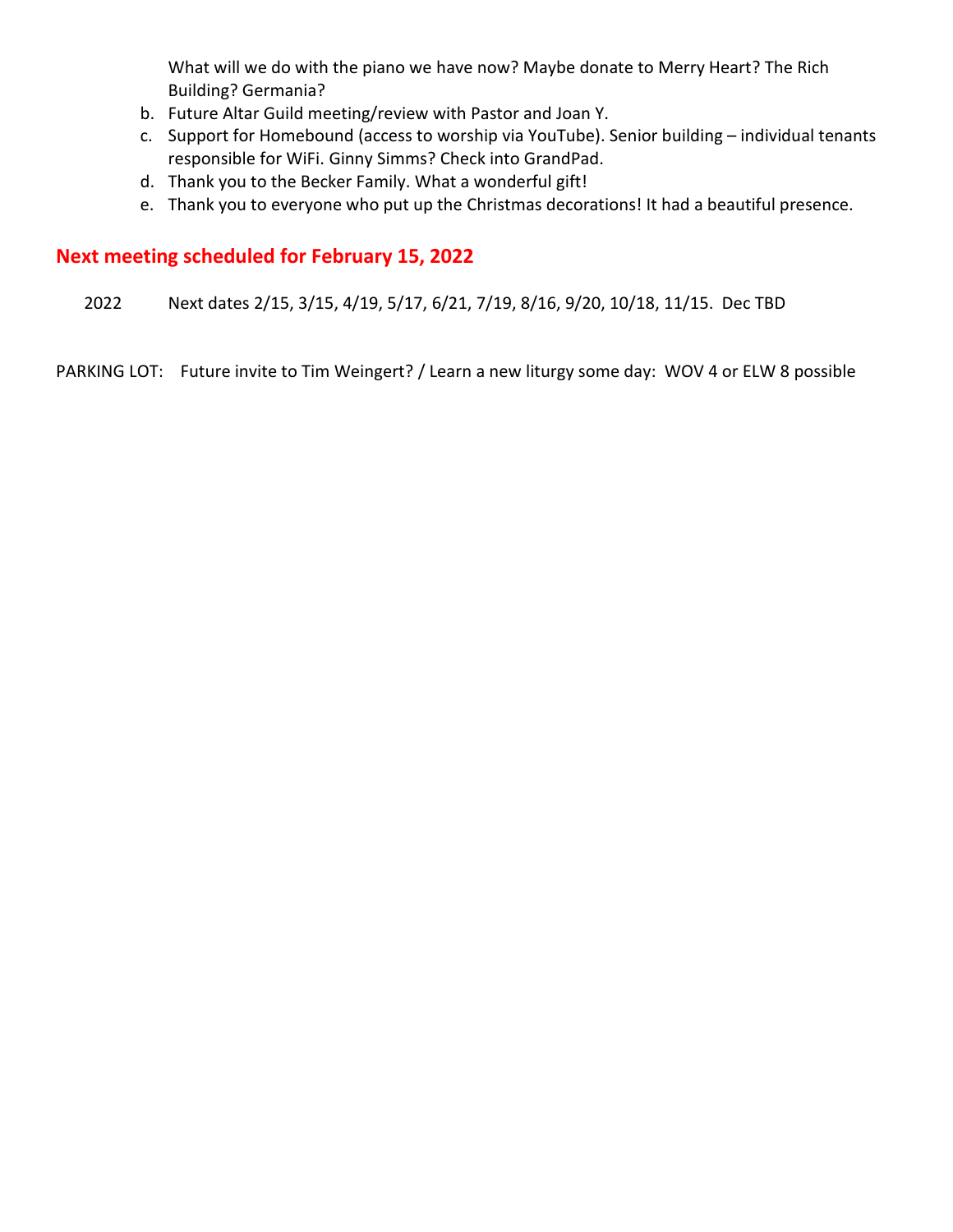What will we do with the piano we have now? Maybe donate to Merry Heart? The Rich Building? Germania?

b. Future Altar Guild meeting/review with Pastor and Joan Y.
c. Support for Homebound (access to worship via YouTube). Senior building – individual tenants responsible for WiFi. Ginny Simms? Check into GrandPad.
d. Thank you to the Becker Family. What a wonderful gift!
e. Thank you to everyone who put up the Christmas decorations! It had a beautiful presence.

## Next meeting scheduled for February 15, 2022

2022 Next dates 2/15, 3/15, 4/19, 5/17, 6/21, 7/19, 8/16, 9/20, 10/18, 11/15. Dec TBD

PARKING LOT: Future invite to Tim Weingert? / Learn a new liturgy some day: WOV 4 or ELW 8 possible